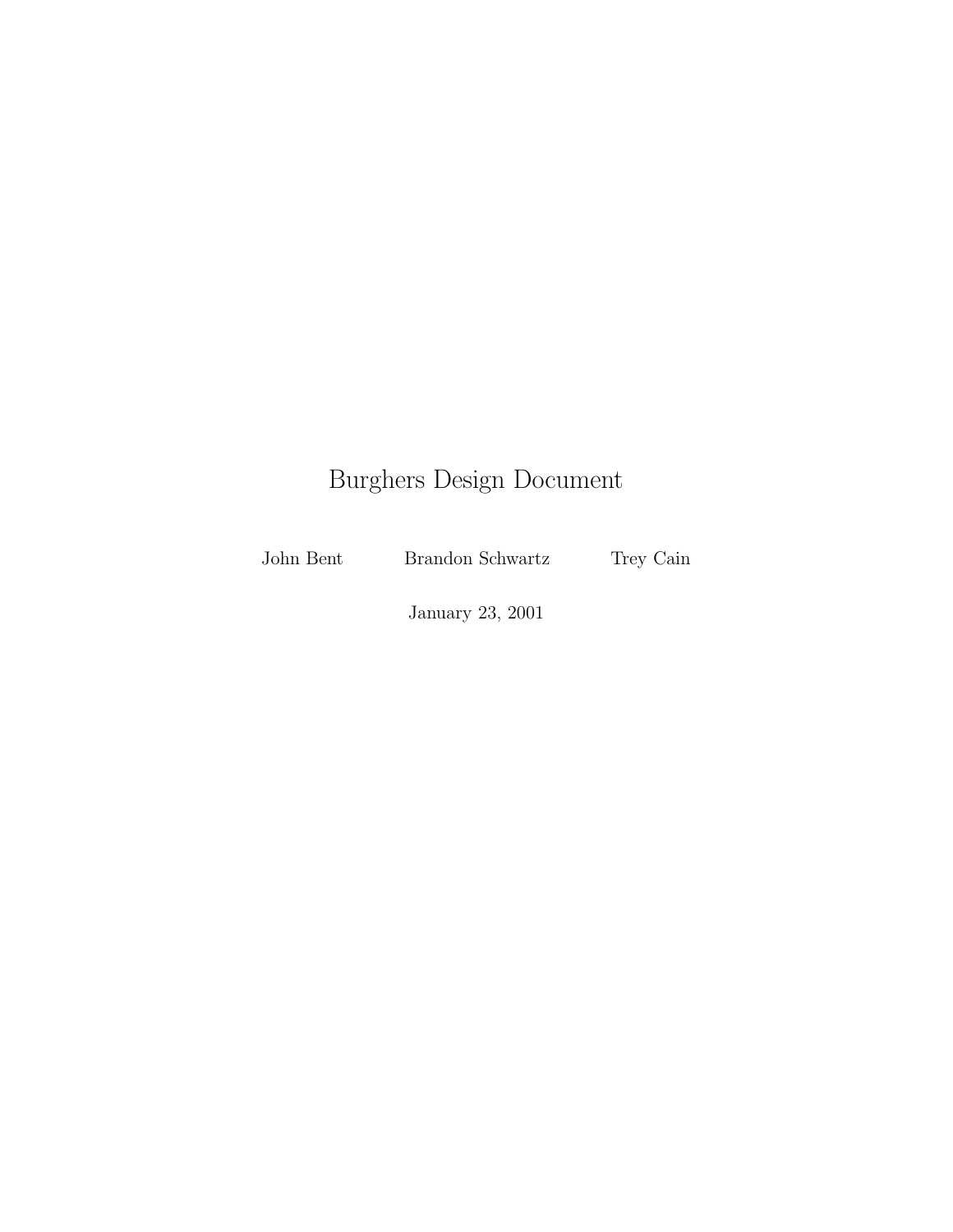# Burghers Design Document

John Bent    Brandon Schwartz    Trey Cain

January 23, 2001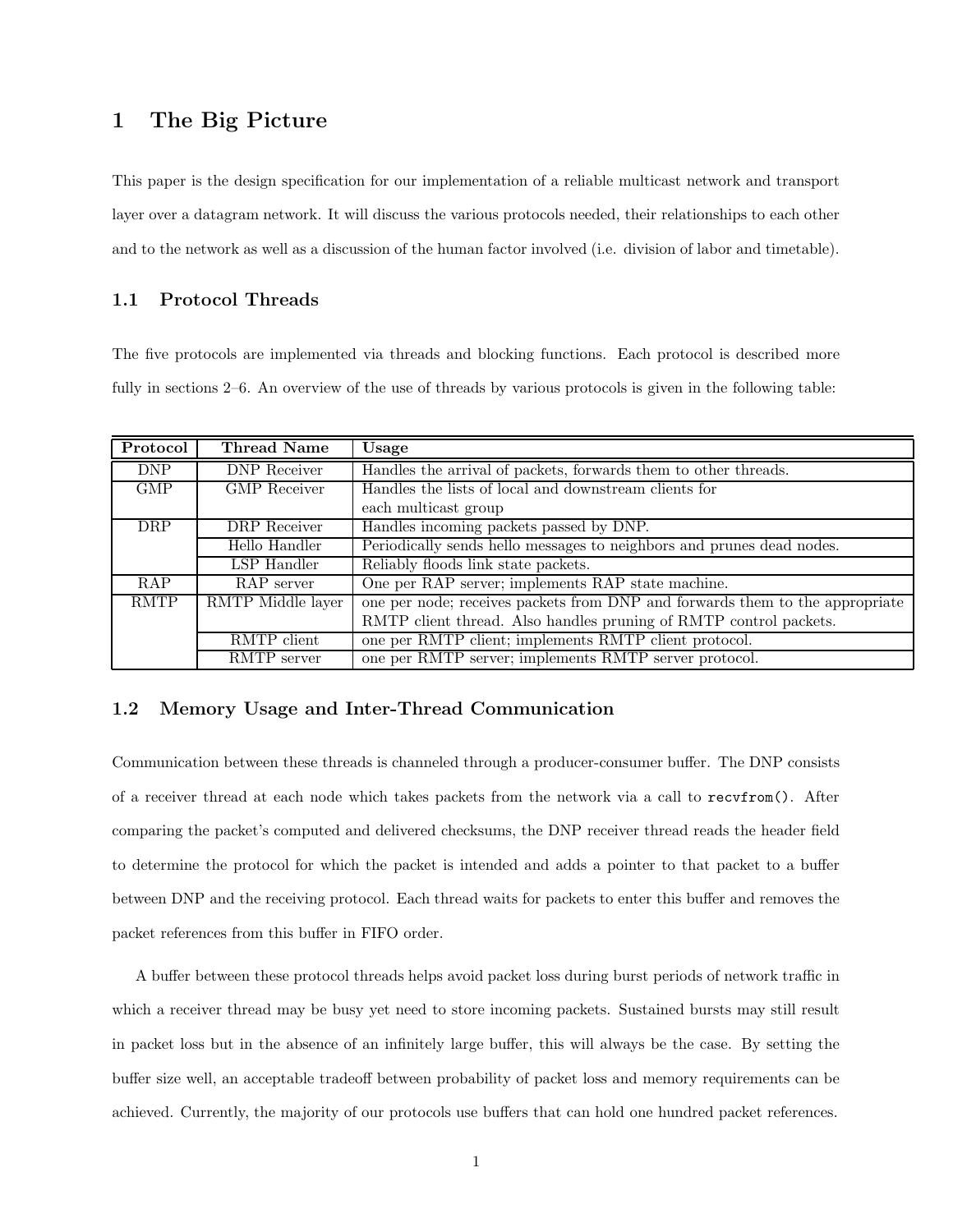# 1 The Big Picture

This paper is the design specification for our implementation of a reliable multicast network and transport layer over a datagram network. It will discuss the various protocols needed, their relationships to each other and to the network as well as a discussion of the human factor involved (i.e. division of labor and timetable).

## 1.1 Protocol Threads

The five protocols are implemented via threads and blocking functions. Each protocol is described more fully in sections 2–6. An overview of the use of threads by various protocols is given in the following table:

| Protocol | Thread Name | Usage |
|---|---|---|
| DNP | DNP Receiver | Handles the arrival of packets, forwards them to other threads. |
| GMP | GMP Receiver | Handles the lists of local and downstream clients for each multicast group |
| DRP | DRP Receiver | Handles incoming packets passed by DNP. |
| | Hello Handler | Periodically sends hello messages to neighbors and prunes dead nodes. |
| | LSP Handler | Reliably floods link state packets. |
| RAP | RAP server | One per RAP server; implements RAP state machine. |
| RMTP | RMTP Middle layer | one per node; receives packets from DNP and forwards them to the appropriate RMTP client thread. Also handles pruning of RMTP control packets. |
| | RMTP client | one per RMTP client; implements RMTP client protocol. |
| | RMTP server | one per RMTP server; implements RMTP server protocol. |

## 1.2 Memory Usage and Inter-Thread Communication

Communication between these threads is channeled through a producer-consumer buffer. The DNP consists of a receiver thread at each node which takes packets from the network via a call to `recvfrom()`. After comparing the packet's computed and delivered checksums, the DNP receiver thread reads the header field to determine the protocol for which the packet is intended and adds a pointer to that packet to a buffer between DNP and the receiving protocol. Each thread waits for packets to enter this buffer and removes the packet references from this buffer in FIFO order.

A buffer between these protocol threads helps avoid packet loss during burst periods of network traffic in which a receiver thread may be busy yet need to store incoming packets. Sustained bursts may still result in packet loss but in the absence of an infinitely large buffer, this will always be the case. By setting the buffer size well, an acceptable tradeoff between probability of packet loss and memory requirements can be achieved. Currently, the majority of our protocols use buffers that can hold one hundred packet references.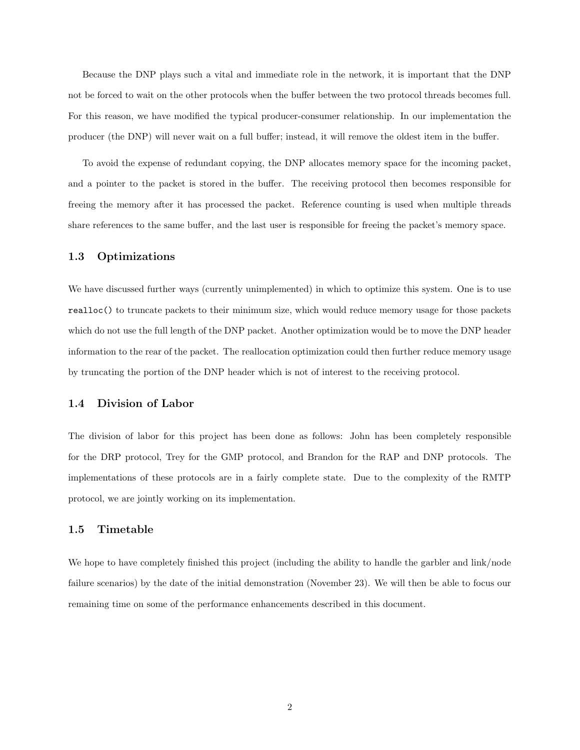Because the DNP plays such a vital and immediate role in the network, it is important that the DNP not be forced to wait on the other protocols when the buffer between the two protocol threads becomes full. For this reason, we have modified the typical producer-consumer relationship. In our implementation the producer (the DNP) will never wait on a full buffer; instead, it will remove the oldest item in the buffer.

To avoid the expense of redundant copying, the DNP allocates memory space for the incoming packet, and a pointer to the packet is stored in the buffer. The receiving protocol then becomes responsible for freeing the memory after it has processed the packet. Reference counting is used when multiple threads share references to the same buffer, and the last user is responsible for freeing the packet's memory space.

### 1.3 Optimizations

We have discussed further ways (currently unimplemented) in which to optimize this system. One is to use `realloc()` to truncate packets to their minimum size, which would reduce memory usage for those packets which do not use the full length of the DNP packet. Another optimization would be to move the DNP header information to the rear of the packet. The reallocation optimization could then further reduce memory usage by truncating the portion of the DNP header which is not of interest to the receiving protocol.

### 1.4 Division of Labor

The division of labor for this project has been done as follows: John has been completely responsible for the DRP protocol, Trey for the GMP protocol, and Brandon for the RAP and DNP protocols. The implementations of these protocols are in a fairly complete state. Due to the complexity of the RMTP protocol, we are jointly working on its implementation.

### 1.5 Timetable

We hope to have completely finished this project (including the ability to handle the garbler and link/node failure scenarios) by the date of the initial demonstration (November 23). We will then be able to focus our remaining time on some of the performance enhancements described in this document.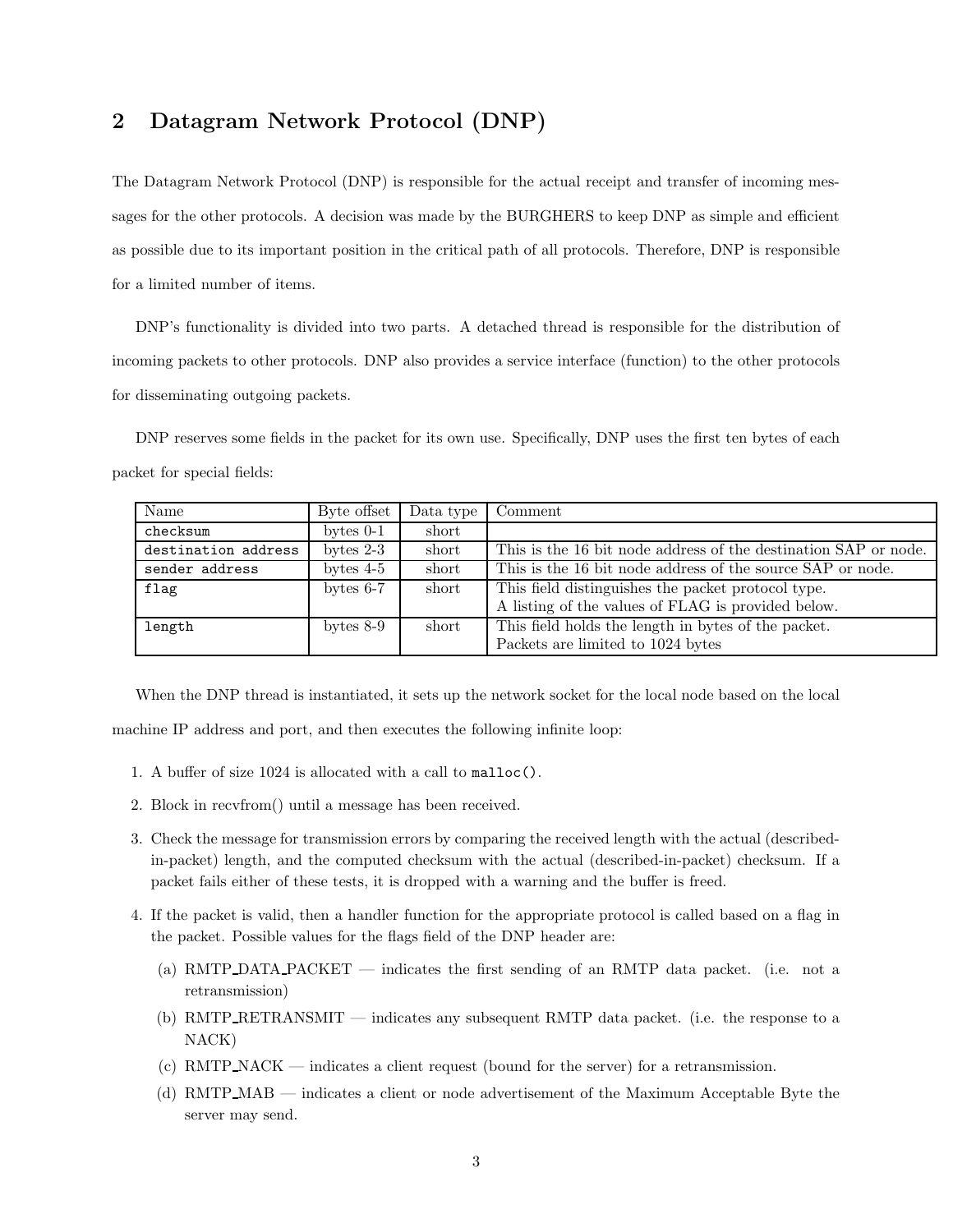## 2 Datagram Network Protocol (DNP)

The Datagram Network Protocol (DNP) is responsible for the actual receipt and transfer of incoming messages for the other protocols. A decision was made by the BURGHERS to keep DNP as simple and efficient as possible due to its important position in the critical path of all protocols. Therefore, DNP is responsible for a limited number of items.

DNP's functionality is divided into two parts. A detached thread is responsible for the distribution of incoming packets to other protocols. DNP also provides a service interface (function) to the other protocols for disseminating outgoing packets.

DNP reserves some fields in the packet for its own use. Specifically, DNP uses the first ten bytes of each packet for special fields:

| Name | Byte offset | Data type | Comment |
|---|---|---|---|
| `checksum` | bytes 0-1 | short | |
| `destination address` | bytes 2-3 | short | This is the 16 bit node address of the destination SAP or node. |
| `sender address` | bytes 4-5 | short | This is the 16 bit node address of the source SAP or node. |
| `flag` | bytes 6-7 | short | This field distinguishes the packet protocol type. A listing of the values of FLAG is provided below. |
| `length` | bytes 8-9 | short | This field holds the length in bytes of the packet. Packets are limited to 1024 bytes |

When the DNP thread is instantiated, it sets up the network socket for the local node based on the local machine IP address and port, and then executes the following infinite loop:

1. A buffer of size 1024 is allocated with a call to `malloc()`.
2. Block in recvfrom() until a message has been received.
3. Check the message for transmission errors by comparing the received length with the actual (described-in-packet) length, and the computed checksum with the actual (described-in-packet) checksum. If a packet fails either of these tests, it is dropped with a warning and the buffer is freed.
4. If the packet is valid, then a handler function for the appropriate protocol is called based on a flag in the packet. Possible values for the flags field of the DNP header are:
   (a) RMTP_DATA_PACKET — indicates the first sending of an RMTP data packet. (i.e. not a retransmission)
   (b) RMTP_RETRANSMIT — indicates any subsequent RMTP data packet. (i.e. the response to a NACK)
   (c) RMTP_NACK — indicates a client request (bound for the server) for a retransmission.
   (d) RMTP_MAB — indicates a client or node advertisement of the Maximum Acceptable Byte the server may send.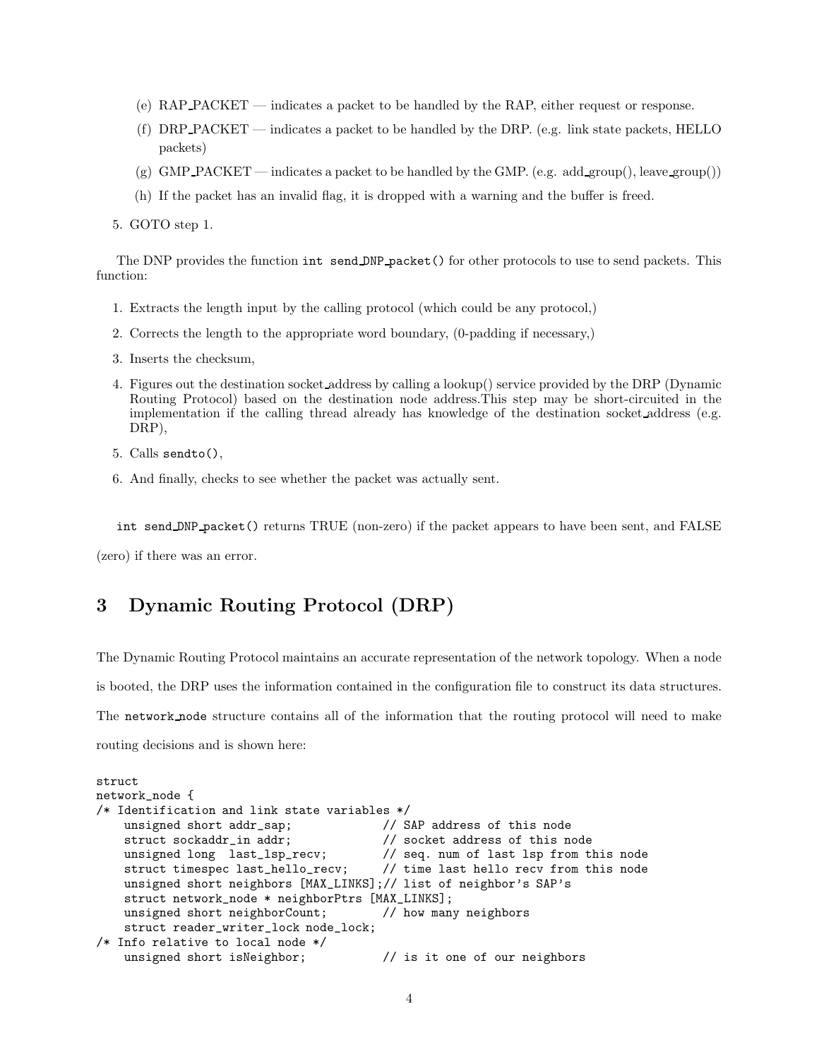(e) RAP_PACKET — indicates a packet to be handled by the RAP, either request or response.

(f) DRP_PACKET — indicates a packet to be handled by the DRP. (e.g. link state packets, HELLO packets)

(g) GMP_PACKET — indicates a packet to be handled by the GMP. (e.g. add_group(), leave_group())

(h) If the packet has an invalid flag, it is dropped with a warning and the buffer is freed.

5. GOTO step 1.

The DNP provides the function `int send_DNP_packet()` for other protocols to use to send packets. This function:

1. Extracts the length input by the calling protocol (which could be any protocol,)
2. Corrects the length to the appropriate word boundary, (0-padding if necessary,)
3. Inserts the checksum,
4. Figures out the destination socket_address by calling a lookup() service provided by the DRP (Dynamic Routing Protocol) based on the destination node address.This step may be short-circuited in the implementation if the calling thread already has knowledge of the destination socket_address (e.g. DRP),
5. Calls `sendto()`,
6. And finally, checks to see whether the packet was actually sent.

`int send_DNP_packet()` returns TRUE (non-zero) if the packet appears to have been sent, and FALSE (zero) if there was an error.

# 3 Dynamic Routing Protocol (DRP)

The Dynamic Routing Protocol maintains an accurate representation of the network topology. When a node is booted, the DRP uses the information contained in the configuration file to construct its data structures. The `network_node` structure contains all of the information that the routing protocol will need to make routing decisions and is shown here:

```
struct
network_node {
/* Identification and link state variables */
    unsigned short addr_sap;             // SAP address of this node
    struct sockaddr_in addr;             // socket address of this node
    unsigned long  last_lsp_recv;        // seq. num of last lsp from this node
    struct timespec last_hello_recv;     // time last hello recv from this node
    unsigned short neighbors [MAX_LINKS];// list of neighbor's SAP's
    struct network_node * neighborPtrs [MAX_LINKS];
    unsigned short neighborCount;        // how many neighbors
    struct reader_writer_lock node_lock;
/* Info relative to local node */
    unsigned short isNeighbor;           // is it one of our neighbors
```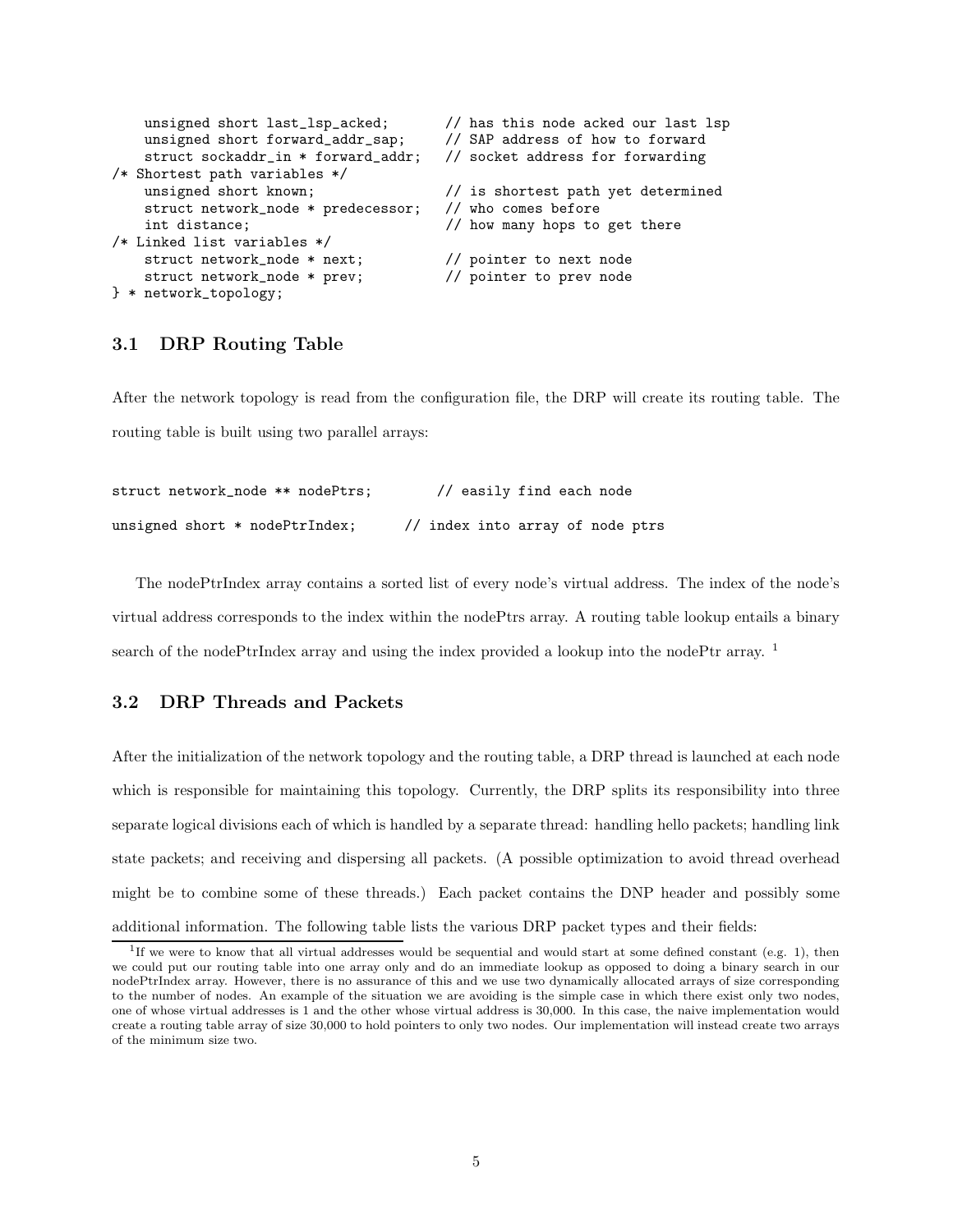```
    unsigned short last_lsp_acked;       // has this node acked our last lsp
    unsigned short forward_addr_sap;     // SAP address of how to forward
    struct sockaddr_in * forward_addr;   // socket address for forwarding
/* Shortest path variables */
    unsigned short known;                // is shortest path yet determined
    struct network_node * predecessor;   // who comes before
    int distance;                        // how many hops to get there
/* Linked list variables */
    struct network_node * next;          // pointer to next node
    struct network_node * prev;          // pointer to prev node
} * network_topology;
```

### 3.1 DRP Routing Table

After the network topology is read from the configuration file, the DRP will create its routing table. The routing table is built using two parallel arrays:

```
struct network_node ** nodePtrs;        // easily find each node

unsigned short * nodePtrIndex;      // index into array of node ptrs
```

The nodePtrIndex array contains a sorted list of every node's virtual address. The index of the node's virtual address corresponds to the index within the nodePtrs array. A routing table lookup entails a binary search of the nodePtrIndex array and using the index provided a lookup into the nodePtr array. [1]

### 3.2 DRP Threads and Packets

After the initialization of the network topology and the routing table, a DRP thread is launched at each node which is responsible for maintaining this topology. Currently, the DRP splits its responsibility into three separate logical divisions each of which is handled by a separate thread: handling hello packets; handling link state packets; and receiving and dispersing all packets. (A possible optimization to avoid thread overhead might be to combine some of these threads.) Each packet contains the DNP header and possibly some additional information. The following table lists the various DRP packet types and their fields:

[1] If we were to know that all virtual addresses would be sequential and would start at some defined constant (e.g. 1), then we could put our routing table into one array only and do an immediate lookup as opposed to doing a binary search in our nodePtrIndex array. However, there is no assurance of this and we use two dynamically allocated arrays of size corresponding to the number of nodes. An example of the situation we are avoiding is the simple case in which there exist only two nodes, one of whose virtual addresses is 1 and the other whose virtual address is 30,000. In this case, the naive implementation would create a routing table array of size 30,000 to hold pointers to only two nodes. Our implementation will instead create two arrays of the minimum size two.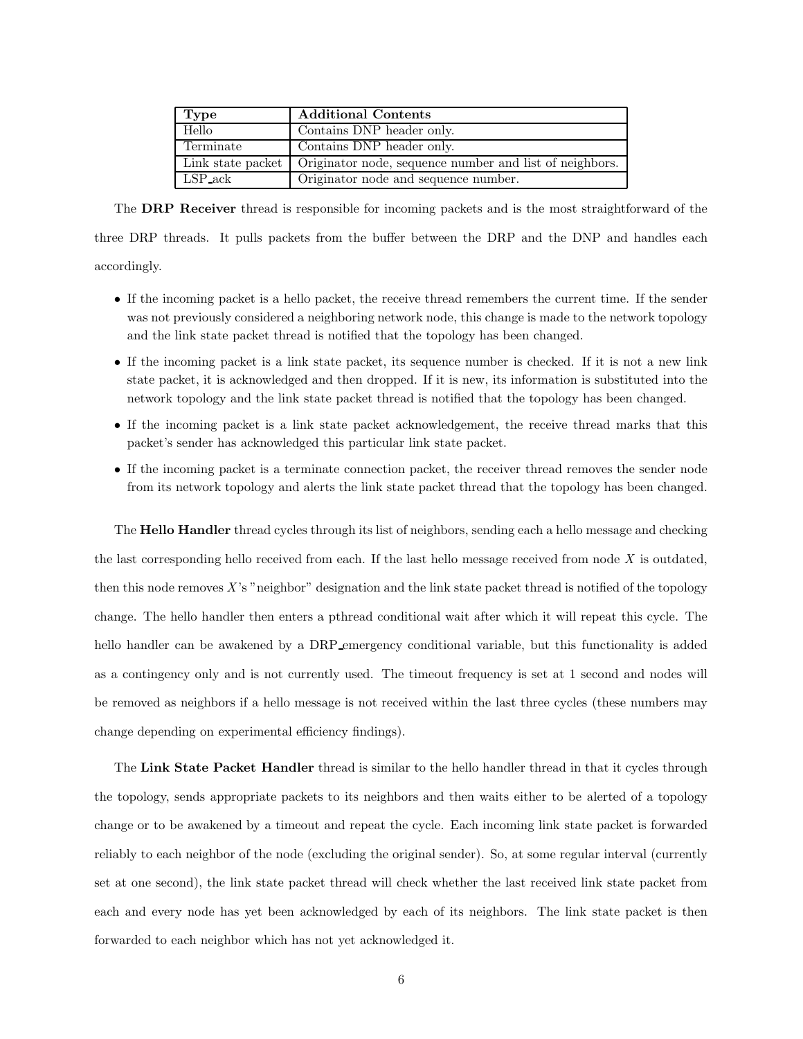| Type | Additional Contents |
|---|---|
| Hello | Contains DNP header only. |
| Terminate | Contains DNP header only. |
| Link state packet | Originator node, sequence number and list of neighbors. |
| LSP_ack | Originator node and sequence number. |

The **DRP Receiver** thread is responsible for incoming packets and is the most straightforward of the three DRP threads. It pulls packets from the buffer between the DRP and the DNP and handles each accordingly.

- If the incoming packet is a hello packet, the receive thread remembers the current time. If the sender was not previously considered a neighboring network node, this change is made to the network topology and the link state packet thread is notified that the topology has been changed.
- If the incoming packet is a link state packet, its sequence number is checked. If it is not a new link state packet, it is acknowledged and then dropped. If it is new, its information is substituted into the network topology and the link state packet thread is notified that the topology has been changed.
- If the incoming packet is a link state packet acknowledgement, the receive thread marks that this packet's sender has acknowledged this particular link state packet.
- If the incoming packet is a terminate connection packet, the receiver thread removes the sender node from its network topology and alerts the link state packet thread that the topology has been changed.

The **Hello Handler** thread cycles through its list of neighbors, sending each a hello message and checking the last corresponding hello received from each. If the last hello message received from node $X$ is outdated, then this node removes $X$'s "neighbor" designation and the link state packet thread is notified of the topology change. The hello handler then enters a pthread conditional wait after which it will repeat this cycle. The hello handler can be awakened by a DRP_emergency conditional variable, but this functionality is added as a contingency only and is not currently used. The timeout frequency is set at 1 second and nodes will be removed as neighbors if a hello message is not received within the last three cycles (these numbers may change depending on experimental efficiency findings).

The **Link State Packet Handler** thread is similar to the hello handler thread in that it cycles through the topology, sends appropriate packets to its neighbors and then waits either to be alerted of a topology change or to be awakened by a timeout and repeat the cycle. Each incoming link state packet is forwarded reliably to each neighbor of the node (excluding the original sender). So, at some regular interval (currently set at one second), the link state packet thread will check whether the last received link state packet from each and every node has yet been acknowledged by each of its neighbors. The link state packet is then forwarded to each neighbor which has not yet acknowledged it.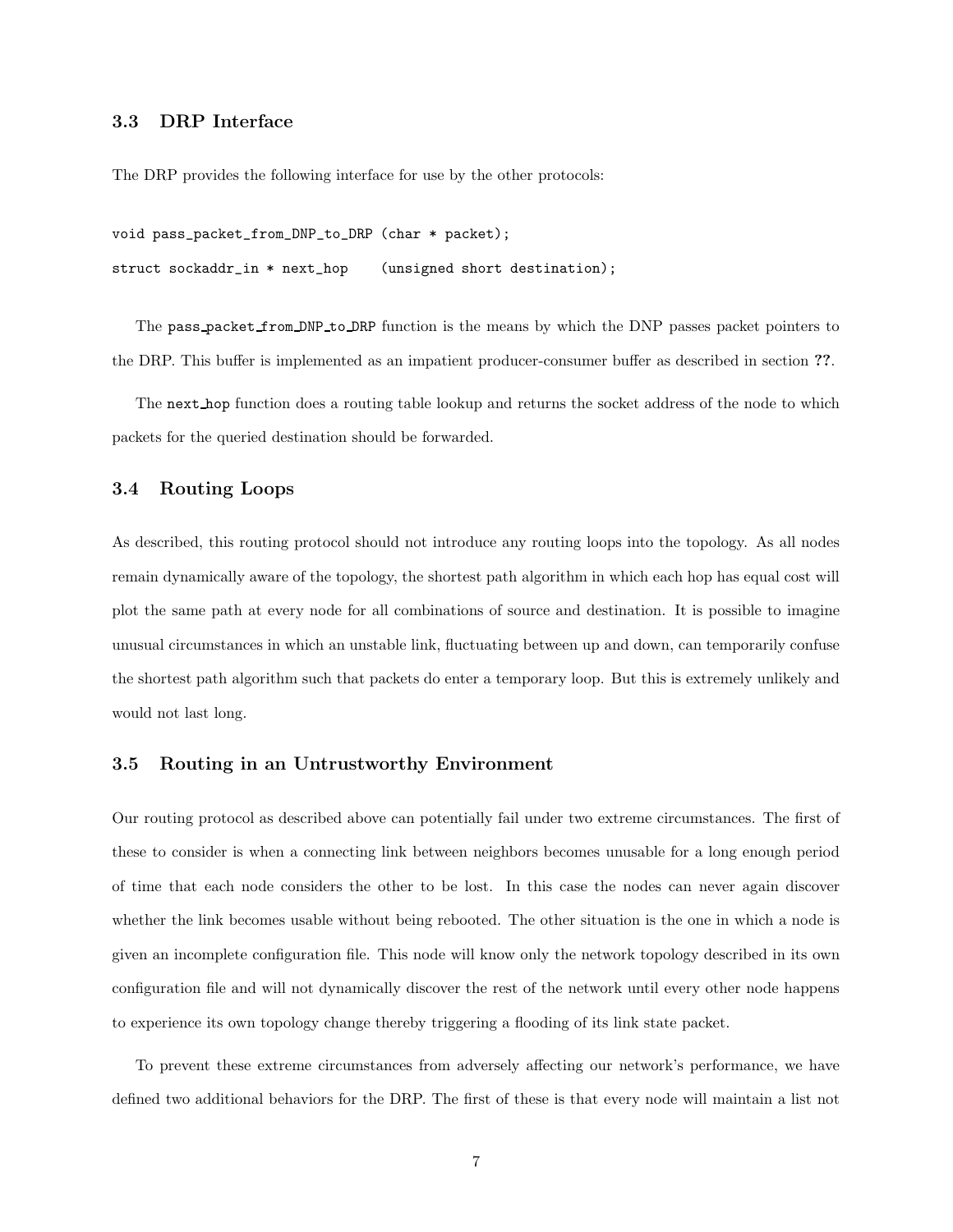### 3.3 DRP Interface

The DRP provides the following interface for use by the other protocols:

```
void pass_packet_from_DNP_to_DRP (char * packet);
struct sockaddr_in * next_hop    (unsigned short destination);
```

The `pass_packet_from_DNP_to_DRP` function is the means by which the DNP passes packet pointers to the DRP. This buffer is implemented as an impatient producer-consumer buffer as described in section **??**.

The `next_hop` function does a routing table lookup and returns the socket address of the node to which packets for the queried destination should be forwarded.

### 3.4 Routing Loops

As described, this routing protocol should not introduce any routing loops into the topology. As all nodes remain dynamically aware of the topology, the shortest path algorithm in which each hop has equal cost will plot the same path at every node for all combinations of source and destination. It is possible to imagine unusual circumstances in which an unstable link, fluctuating between up and down, can temporarily confuse the shortest path algorithm such that packets do enter a temporary loop. But this is extremely unlikely and would not last long.

### 3.5 Routing in an Untrustworthy Environment

Our routing protocol as described above can potentially fail under two extreme circumstances. The first of these to consider is when a connecting link between neighbors becomes unusable for a long enough period of time that each node considers the other to be lost. In this case the nodes can never again discover whether the link becomes usable without being rebooted. The other situation is the one in which a node is given an incomplete configuration file. This node will know only the network topology described in its own configuration file and will not dynamically discover the rest of the network until every other node happens to experience its own topology change thereby triggering a flooding of its link state packet.

To prevent these extreme circumstances from adversely affecting our network's performance, we have defined two additional behaviors for the DRP. The first of these is that every node will maintain a list not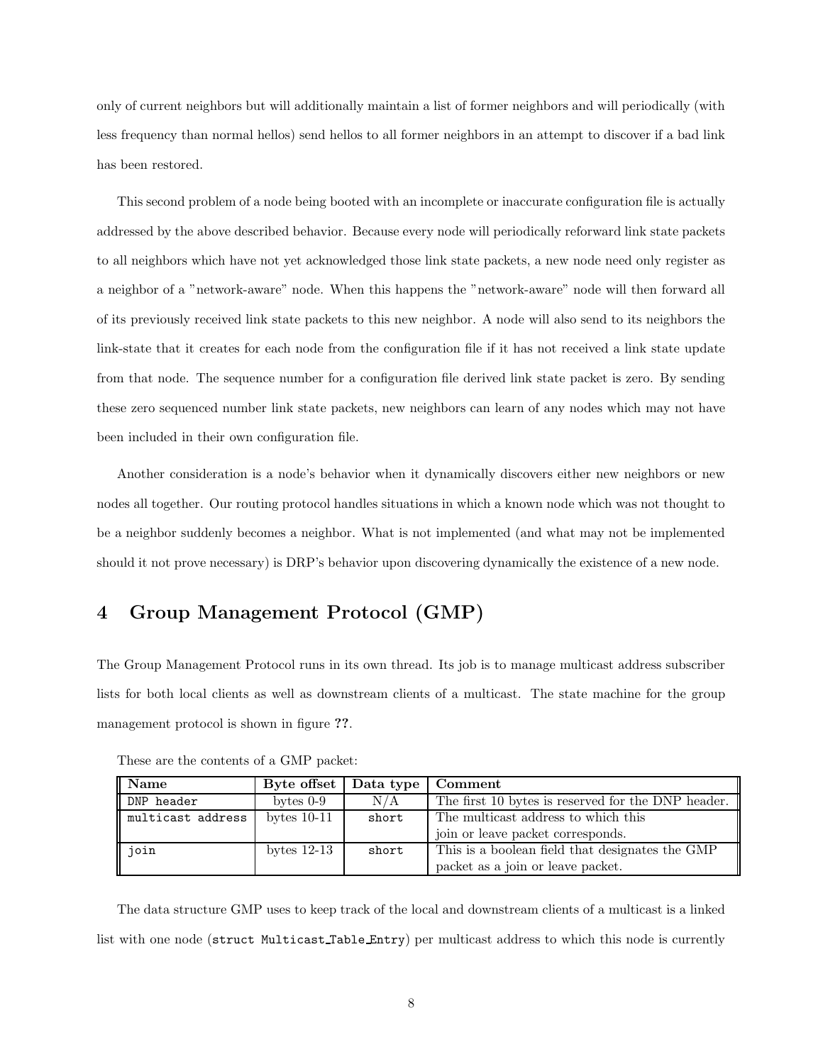only of current neighbors but will additionally maintain a list of former neighbors and will periodically (with less frequency than normal hellos) send hellos to all former neighbors in an attempt to discover if a bad link has been restored.

This second problem of a node being booted with an incomplete or inaccurate configuration file is actually addressed by the above described behavior. Because every node will periodically reforward link state packets to all neighbors which have not yet acknowledged those link state packets, a new node need only register as a neighbor of a "network-aware" node. When this happens the "network-aware" node will then forward all of its previously received link state packets to this new neighbor. A node will also send to its neighbors the link-state that it creates for each node from the configuration file if it has not received a link state update from that node. The sequence number for a configuration file derived link state packet is zero. By sending these zero sequenced number link state packets, new neighbors can learn of any nodes which may not have been included in their own configuration file.

Another consideration is a node's behavior when it dynamically discovers either new neighbors or new nodes all together. Our routing protocol handles situations in which a known node which was not thought to be a neighbor suddenly becomes a neighbor. What is not implemented (and what may not be implemented should it not prove necessary) is DRP's behavior upon discovering dynamically the existence of a new node.

# 4 Group Management Protocol (GMP)

The Group Management Protocol runs in its own thread. Its job is to manage multicast address subscriber lists for both local clients as well as downstream clients of a multicast. The state machine for the group management protocol is shown in figure **??**.

These are the contents of a GMP packet:

| **Name** | **Byte offset** | **Data type** | **Comment** |
|---|---|---|---|
| `DNP header` | bytes 0-9 | N/A | The first 10 bytes is reserved for the DNP header. |
| `multicast address` | bytes 10-11 | `short` | The multicast address to which this join or leave packet corresponds. |
| `join` | bytes 12-13 | `short` | This is a boolean field that designates the GMP packet as a join or leave packet. |

The data structure GMP uses to keep track of the local and downstream clients of a multicast is a linked list with one node (`struct Multicast_Table_Entry`) per multicast address to which this node is currently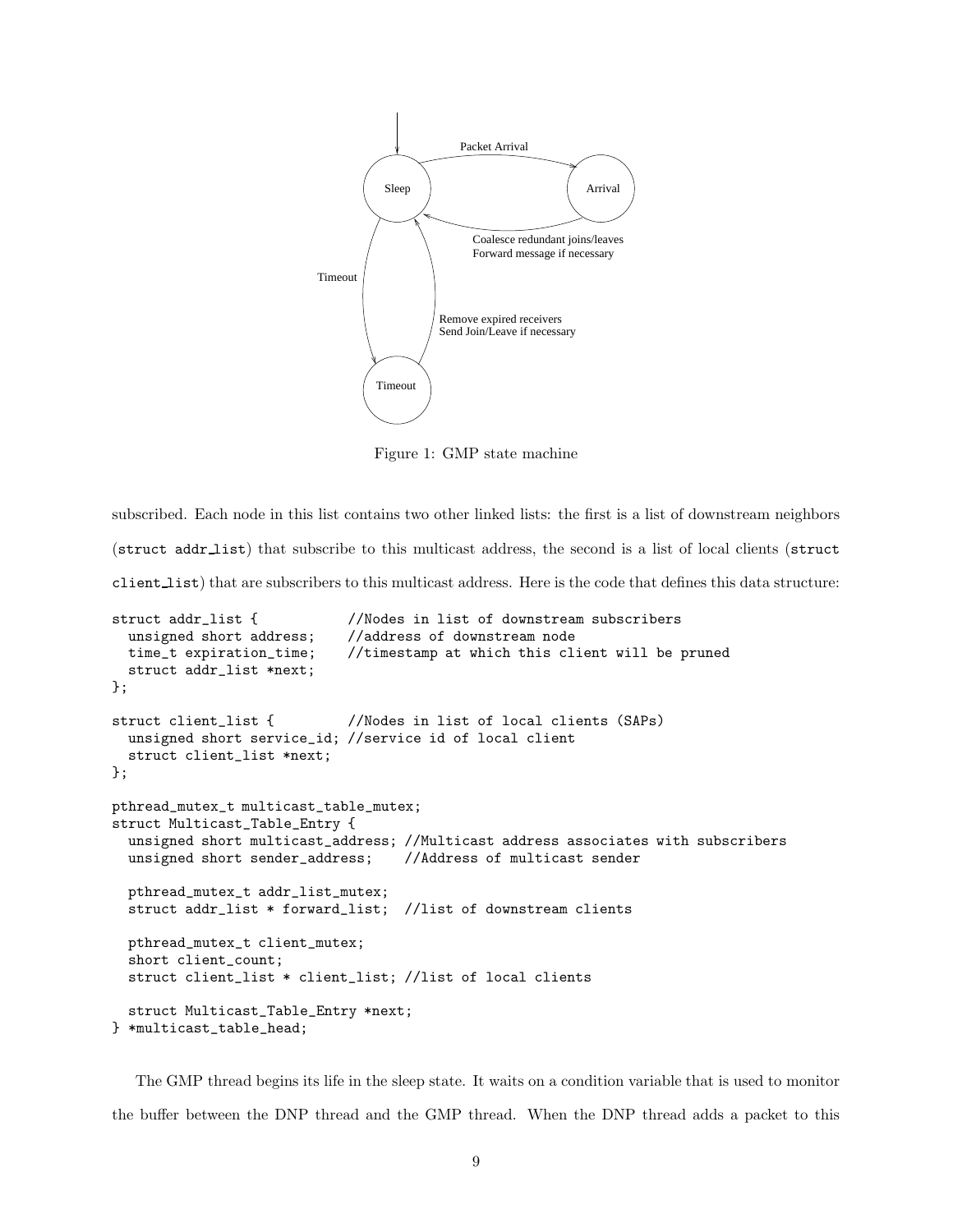Figure 1: GMP state machine

subscribed. Each node in this list contains two other linked lists: the first is a list of downstream neighbors (`struct addr_list`) that subscribe to this multicast address, the second is a list of local clients (`struct client_list`) that are subscribers to this multicast address. Here is the code that defines this data structure:

```
struct addr_list {           //Nodes in list of downstream subscribers
  unsigned short address;    //address of downstream node
  time_t expiration_time;    //timestamp at which this client will be pruned
  struct addr_list *next;
};

struct client_list {         //Nodes in list of local clients (SAPs)
  unsigned short service_id; //service id of local client
  struct client_list *next;
};

pthread_mutex_t multicast_table_mutex;
struct Multicast_Table_Entry {
  unsigned short multicast_address; //Multicast address associates with subscribers
  unsigned short sender_address;    //Address of multicast sender

  pthread_mutex_t addr_list_mutex;
  struct addr_list * forward_list;  //list of downstream clients

  pthread_mutex_t client_mutex;
  short client_count;
  struct client_list * client_list; //list of local clients

  struct Multicast_Table_Entry *next;
} *multicast_table_head;
```

The GMP thread begins its life in the sleep state. It waits on a condition variable that is used to monitor the buffer between the DNP thread and the GMP thread. When the DNP thread adds a packet to this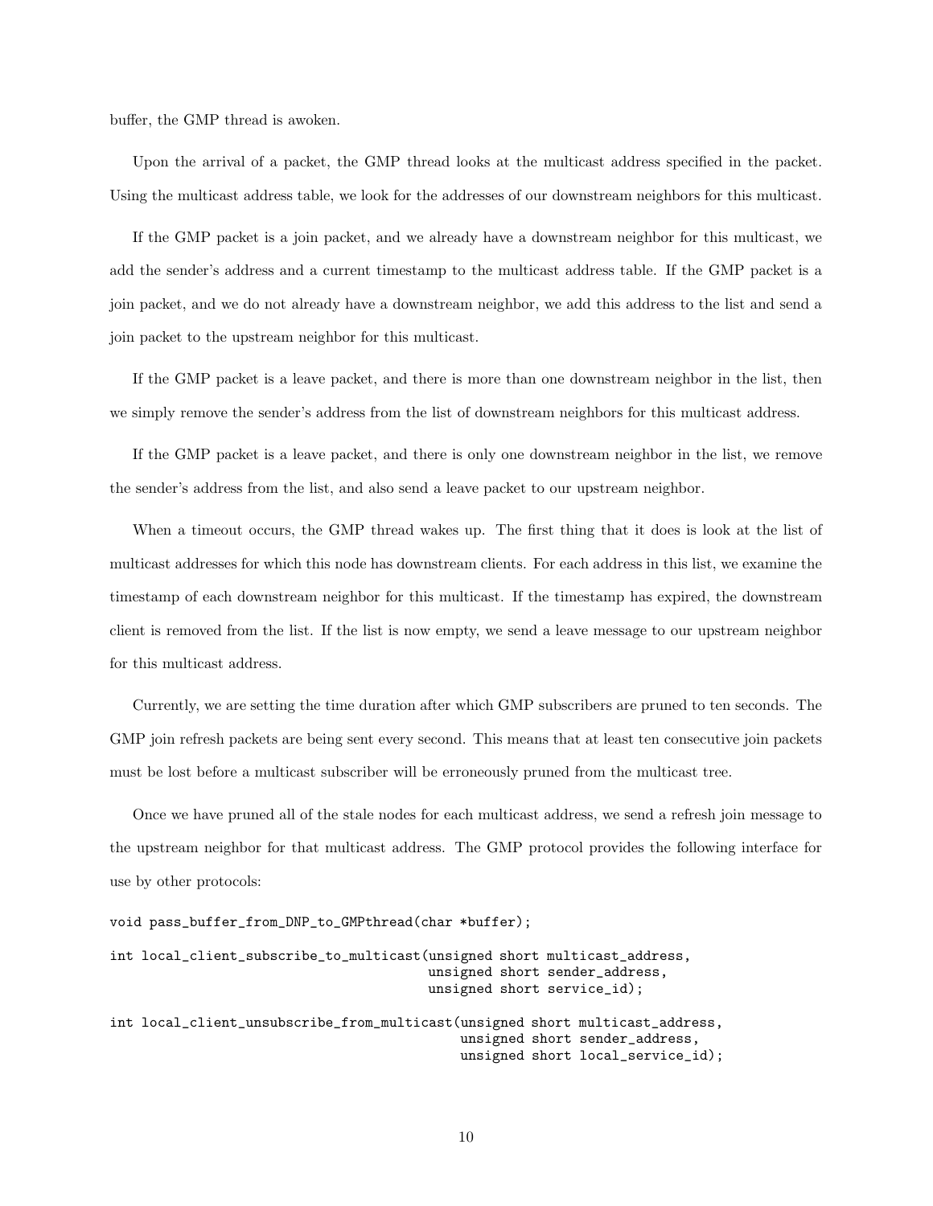buffer, the GMP thread is awoken.

Upon the arrival of a packet, the GMP thread looks at the multicast address specified in the packet. Using the multicast address table, we look for the addresses of our downstream neighbors for this multicast.

If the GMP packet is a join packet, and we already have a downstream neighbor for this multicast, we add the sender's address and a current timestamp to the multicast address table. If the GMP packet is a join packet, and we do not already have a downstream neighbor, we add this address to the list and send a join packet to the upstream neighbor for this multicast.

If the GMP packet is a leave packet, and there is more than one downstream neighbor in the list, then we simply remove the sender's address from the list of downstream neighbors for this multicast address.

If the GMP packet is a leave packet, and there is only one downstream neighbor in the list, we remove the sender's address from the list, and also send a leave packet to our upstream neighbor.

When a timeout occurs, the GMP thread wakes up. The first thing that it does is look at the list of multicast addresses for which this node has downstream clients. For each address in this list, we examine the timestamp of each downstream neighbor for this multicast. If the timestamp has expired, the downstream client is removed from the list. If the list is now empty, we send a leave message to our upstream neighbor for this multicast address.

Currently, we are setting the time duration after which GMP subscribers are pruned to ten seconds. The GMP join refresh packets are being sent every second. This means that at least ten consecutive join packets must be lost before a multicast subscriber will be erroneously pruned from the multicast tree.

Once we have pruned all of the stale nodes for each multicast address, we send a refresh join message to the upstream neighbor for that multicast address. The GMP protocol provides the following interface for use by other protocols:

```
void pass_buffer_from_DNP_to_GMPthread(char *buffer);

int local_client_subscribe_to_multicast(unsigned short multicast_address,
                                        unsigned short sender_address,
                                        unsigned short service_id);

int local_client_unsubscribe_from_multicast(unsigned short multicast_address,
                                            unsigned short sender_address,
                                            unsigned short local_service_id);
```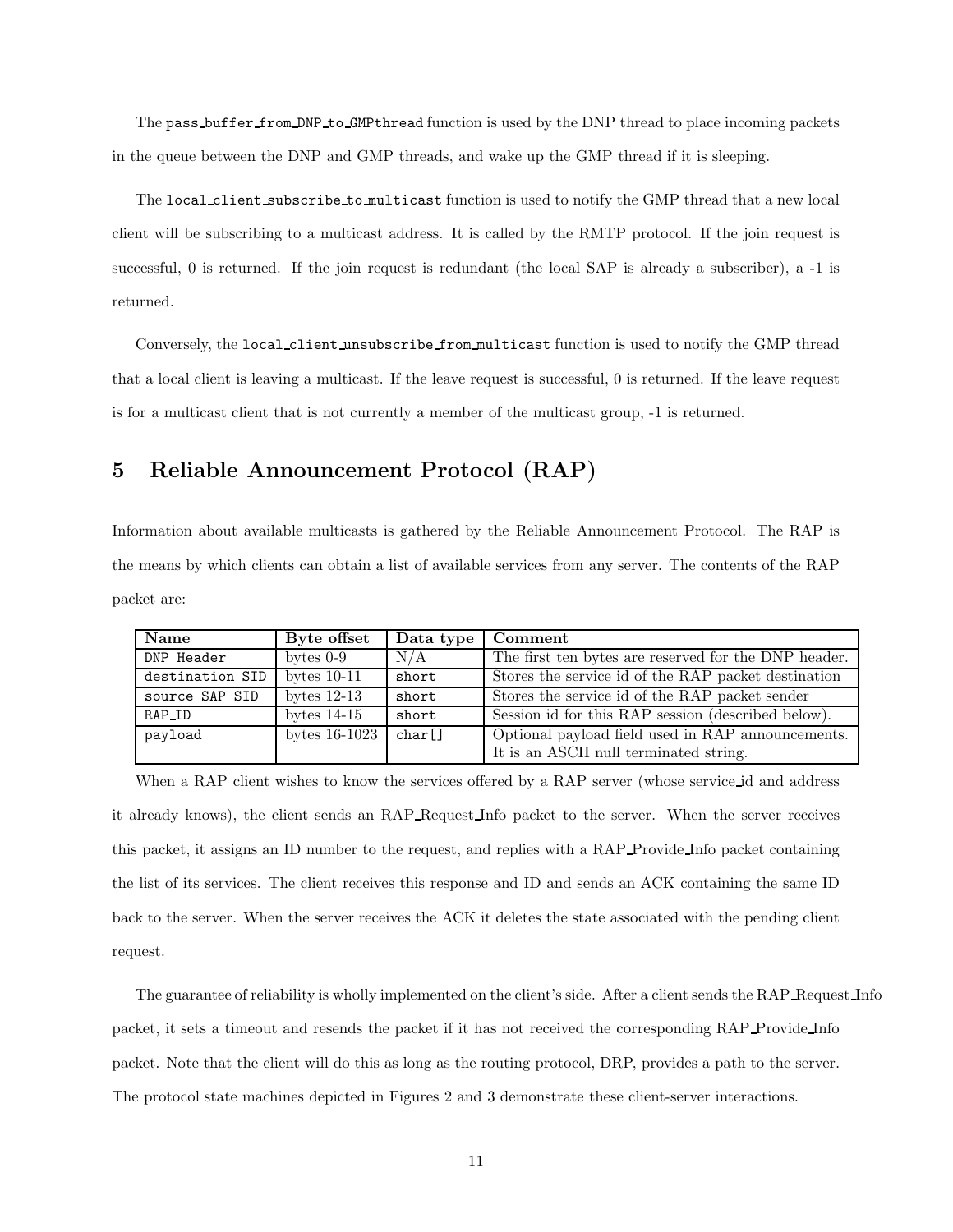The `pass_buffer_from_DNP_to_GMPthread` function is used by the DNP thread to place incoming packets in the queue between the DNP and GMP threads, and wake up the GMP thread if it is sleeping.

The `local_client_subscribe_to_multicast` function is used to notify the GMP thread that a new local client will be subscribing to a multicast address. It is called by the RMTP protocol. If the join request is successful, 0 is returned. If the join request is redundant (the local SAP is already a subscriber), a -1 is returned.

Conversely, the `local_client_unsubscribe_from_multicast` function is used to notify the GMP thread that a local client is leaving a multicast. If the leave request is successful, 0 is returned. If the leave request is for a multicast client that is not currently a member of the multicast group, -1 is returned.

# 5 Reliable Announcement Protocol (RAP)

Information about available multicasts is gathered by the Reliable Announcement Protocol. The RAP is the means by which clients can obtain a list of available services from any server. The contents of the RAP packet are:

| Name | Byte offset | Data type | Comment |
| --- | --- | --- | --- |
| `DNP Header` | bytes 0-9 | N/A | The first ten bytes are reserved for the DNP header. |
| `destination SID` | bytes 10-11 | `short` | Stores the service id of the RAP packet destination |
| `source SAP SID` | bytes 12-13 | `short` | Stores the service id of the RAP packet sender |
| `RAP_ID` | bytes 14-15 | `short` | Session id for this RAP session (described below). |
| `payload` | bytes 16-1023 | `char[]` | Optional payload field used in RAP announcements. It is an ASCII null terminated string. |

When a RAP client wishes to know the services offered by a RAP server (whose service_id and address it already knows), the client sends an RAP_Request_Info packet to the server. When the server receives this packet, it assigns an ID number to the request, and replies with a RAP_Provide_Info packet containing the list of its services. The client receives this response and ID and sends an ACK containing the same ID back to the server. When the server receives the ACK it deletes the state associated with the pending client request.

The guarantee of reliability is wholly implemented on the client's side. After a client sends the RAP_Request_Info packet, it sets a timeout and resends the packet if it has not received the corresponding RAP_Provide_Info packet. Note that the client will do this as long as the routing protocol, DRP, provides a path to the server. The protocol state machines depicted in Figures 2 and 3 demonstrate these client-server interactions.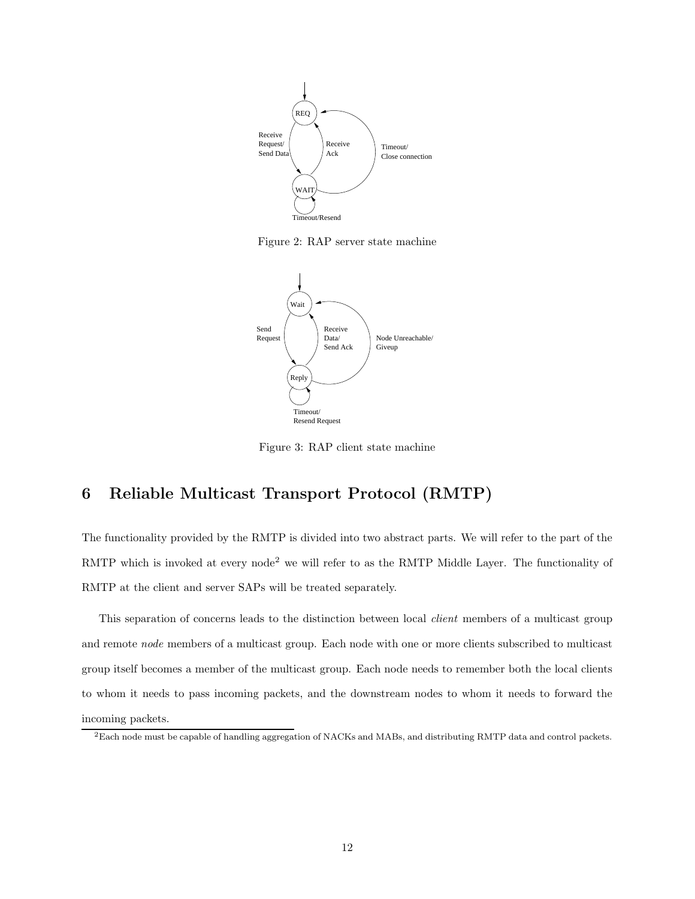Figure 2: RAP server state machine

Figure 3: RAP client state machine

## 6 Reliable Multicast Transport Protocol (RMTP)

The functionality provided by the RMTP is divided into two abstract parts. We will refer to the part of the RMTP which is invoked at every node[2] we will refer to as the RMTP Middle Layer. The functionality of RMTP at the client and server SAPs will be treated separately.

This separation of concerns leads to the distinction between local *client* members of a multicast group and remote *node* members of a multicast group. Each node with one or more clients subscribed to multicast group itself becomes a member of the multicast group. Each node needs to remember both the local clients to whom it needs to pass incoming packets, and the downstream nodes to whom it needs to forward the incoming packets.

[2]Each node must be capable of handling aggregation of NACKs and MABs, and distributing RMTP data and control packets.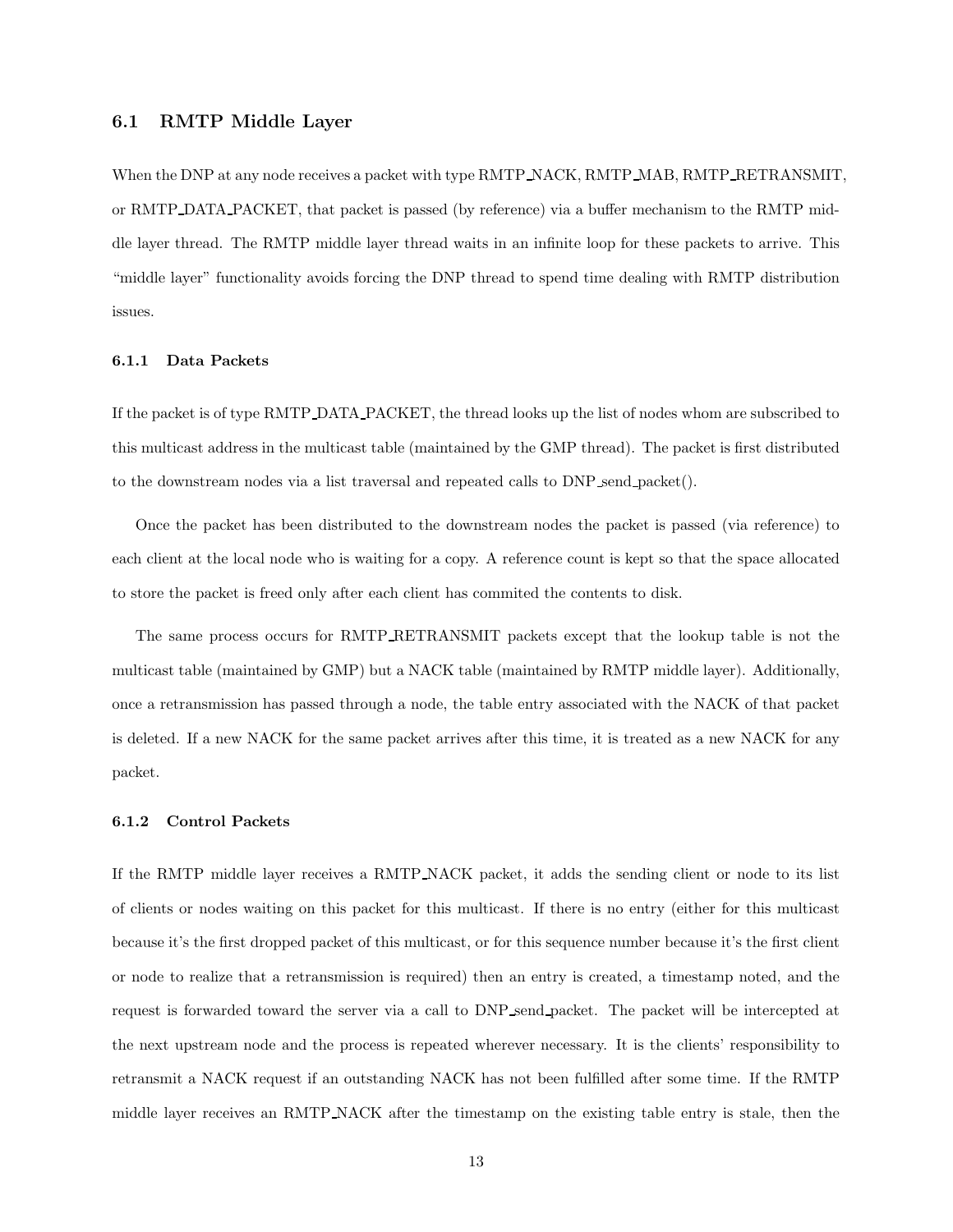## 6.1 RMTP Middle Layer

When the DNP at any node receives a packet with type RMTP_NACK, RMTP_MAB, RMTP_RETRANSMIT, or RMTP_DATA_PACKET, that packet is passed (by reference) via a buffer mechanism to the RMTP middle layer thread. The RMTP middle layer thread waits in an infinite loop for these packets to arrive. This "middle layer" functionality avoids forcing the DNP thread to spend time dealing with RMTP distribution issues.

### 6.1.1 Data Packets

If the packet is of type RMTP_DATA_PACKET, the thread looks up the list of nodes whom are subscribed to this multicast address in the multicast table (maintained by the GMP thread). The packet is first distributed to the downstream nodes via a list traversal and repeated calls to DNP_send_packet().

Once the packet has been distributed to the downstream nodes the packet is passed (via reference) to each client at the local node who is waiting for a copy. A reference count is kept so that the space allocated to store the packet is freed only after each client has commited the contents to disk.

The same process occurs for RMTP_RETRANSMIT packets except that the lookup table is not the multicast table (maintained by GMP) but a NACK table (maintained by RMTP middle layer). Additionally, once a retransmission has passed through a node, the table entry associated with the NACK of that packet is deleted. If a new NACK for the same packet arrives after this time, it is treated as a new NACK for any packet.

### 6.1.2 Control Packets

If the RMTP middle layer receives a RMTP_NACK packet, it adds the sending client or node to its list of clients or nodes waiting on this packet for this multicast. If there is no entry (either for this multicast because it's the first dropped packet of this multicast, or for this sequence number because it's the first client or node to realize that a retransmission is required) then an entry is created, a timestamp noted, and the request is forwarded toward the server via a call to DNP_send_packet. The packet will be intercepted at the next upstream node and the process is repeated wherever necessary. It is the clients' responsibility to retransmit a NACK request if an outstanding NACK has not been fulfilled after some time. If the RMTP middle layer receives an RMTP_NACK after the timestamp on the existing table entry is stale, then the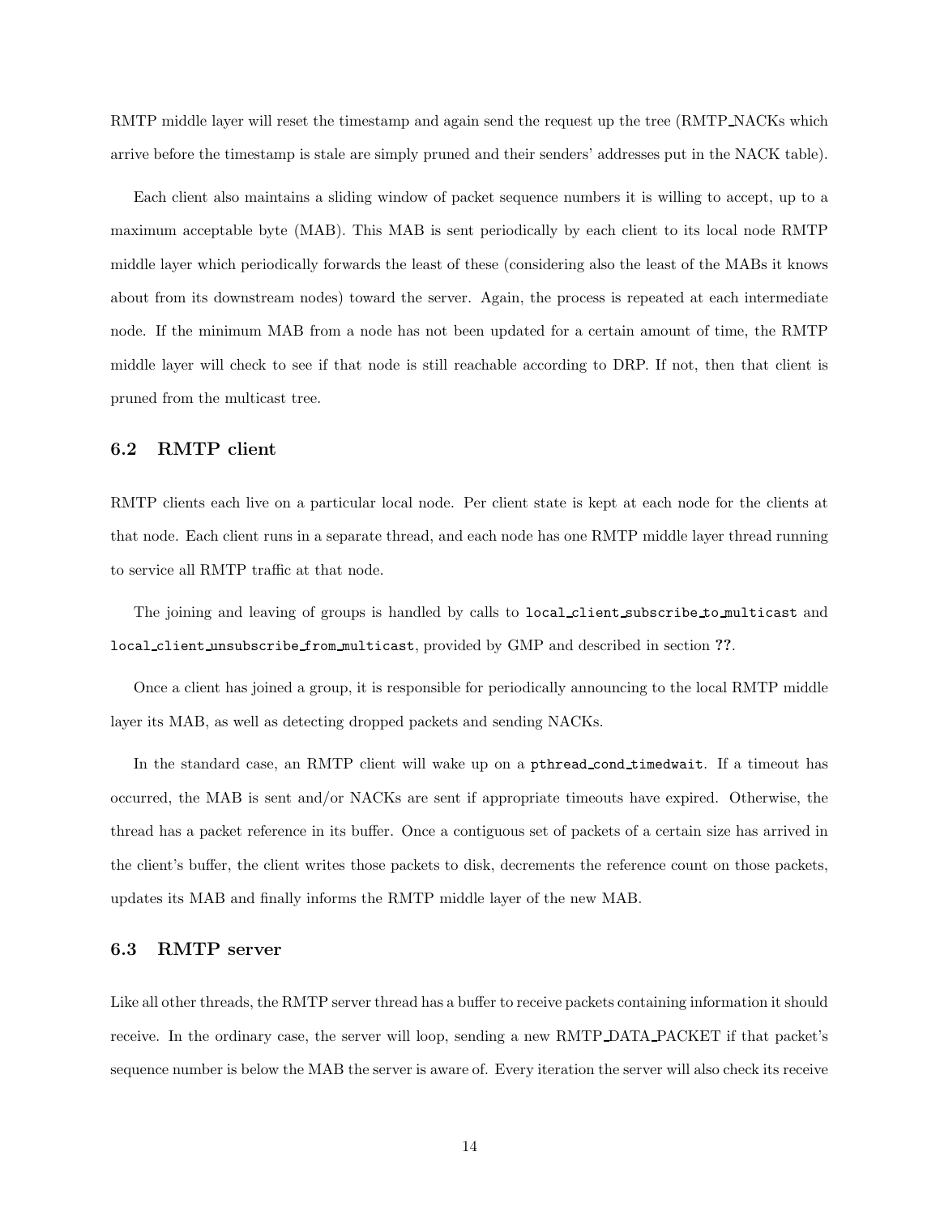RMTP middle layer will reset the timestamp and again send the request up the tree (RMTP_NACKs which arrive before the timestamp is stale are simply pruned and their senders' addresses put in the NACK table).

Each client also maintains a sliding window of packet sequence numbers it is willing to accept, up to a maximum acceptable byte (MAB). This MAB is sent periodically by each client to its local node RMTP middle layer which periodically forwards the least of these (considering also the least of the MABs it knows about from its downstream nodes) toward the server. Again, the process is repeated at each intermediate node. If the minimum MAB from a node has not been updated for a certain amount of time, the RMTP middle layer will check to see if that node is still reachable according to DRP. If not, then that client is pruned from the multicast tree.

### 6.2 RMTP client

RMTP clients each live on a particular local node. Per client state is kept at each node for the clients at that node. Each client runs in a separate thread, and each node has one RMTP middle layer thread running to service all RMTP traffic at that node.

The joining and leaving of groups is handled by calls to `local_client_subscribe_to_multicast` and `local_client_unsubscribe_from_multicast`, provided by GMP and described in section ??.

Once a client has joined a group, it is responsible for periodically announcing to the local RMTP middle layer its MAB, as well as detecting dropped packets and sending NACKs.

In the standard case, an RMTP client will wake up on a `pthread_cond_timedwait`. If a timeout has occurred, the MAB is sent and/or NACKs are sent if appropriate timeouts have expired. Otherwise, the thread has a packet reference in its buffer. Once a contiguous set of packets of a certain size has arrived in the client's buffer, the client writes those packets to disk, decrements the reference count on those packets, updates its MAB and finally informs the RMTP middle layer of the new MAB.

### 6.3 RMTP server

Like all other threads, the RMTP server thread has a buffer to receive packets containing information it should receive. In the ordinary case, the server will loop, sending a new RMTP_DATA_PACKET if that packet's sequence number is below the MAB the server is aware of. Every iteration the server will also check its receive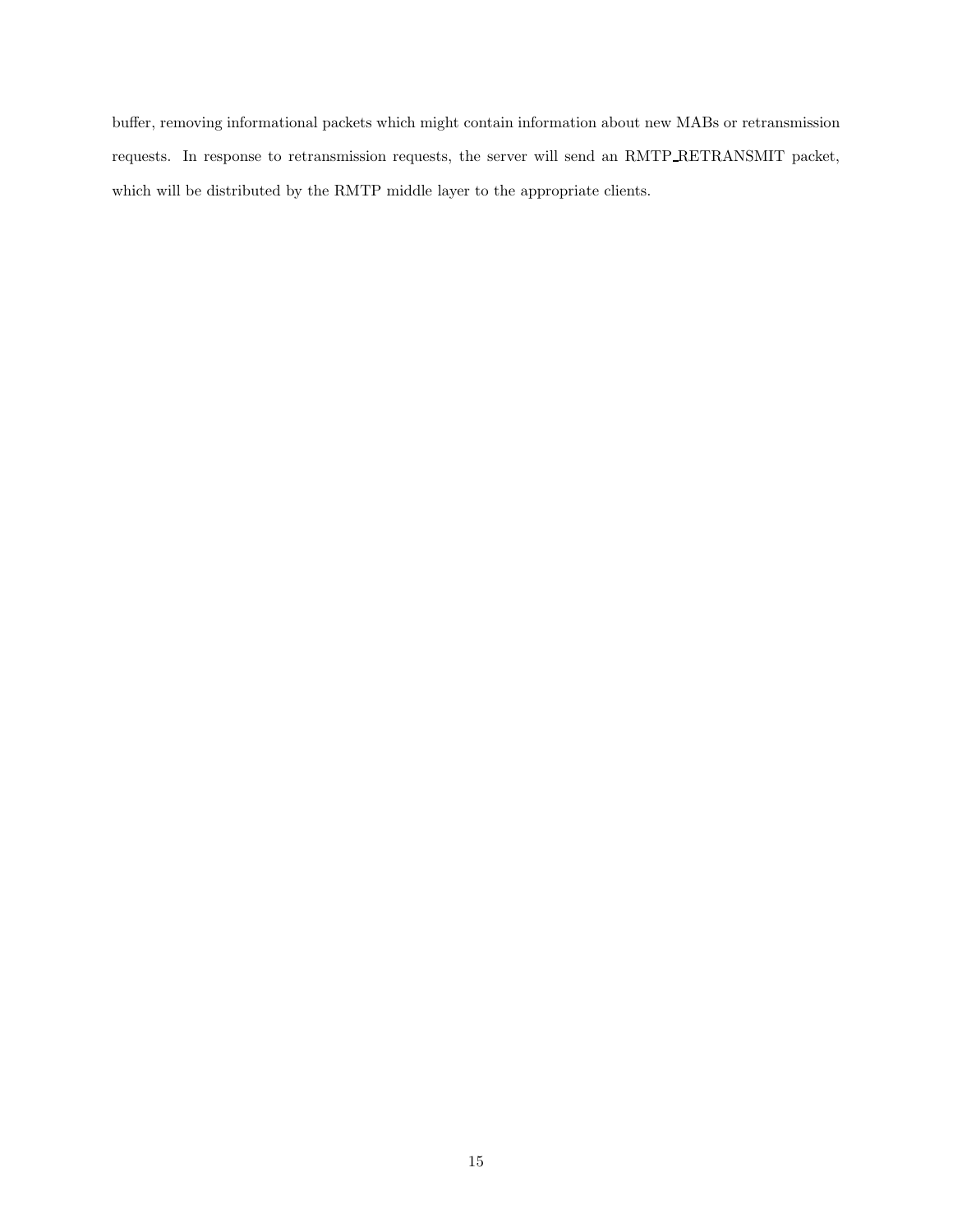buffer, removing informational packets which might contain information about new MABs or retransmission requests. In response to retransmission requests, the server will send an RMTP_RETRANSMIT packet, which will be distributed by the RMTP middle layer to the appropriate clients.